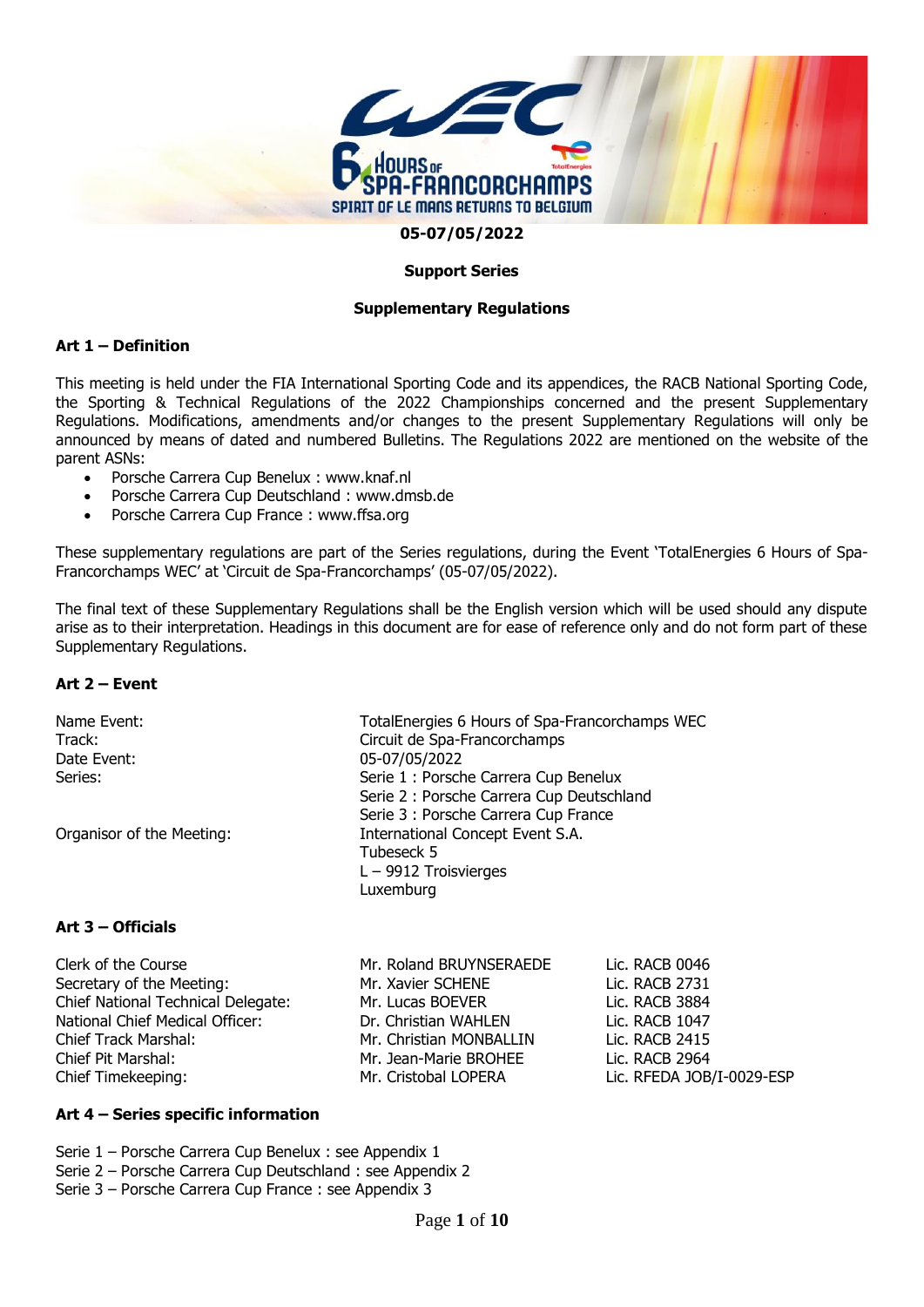**05-07/05/2022**

**Support Series**

**Supplementary Regulations**

## Art 1 – Definition

This meeting is held under the FIA International Sporting Code and its appendices, the RACB National Sporting Code, the Sporting & Technical Regulations of the 2022 Championships concerned and the present Supplementary Regulations. Modifications, amendments and/or changes to the present Supplementary Regulations will only be announced by means of dated and numbered Bulletins. The Regulations 2022 are mentioned on the website of the parent ASNs:

- Porsche Carrera Cup Benelux : www.knaf.nl
- Porsche Carrera Cup Deutschland : www.dmsb.de
- Porsche Carrera Cup France : www.ffsa.org

These supplementary regulations are part of the Series regulations, during the Event 'TotalEnergies 6 Hours of Spa-Francorchamps WEC' at 'Circuit de Spa-Francorchamps' (05-07/05/2022).

The final text of these Supplementary Regulations shall be the English version which will be used should any dispute arise as to their interpretation. Headings in this document are for ease of reference only and do not form part of these Supplementary Regulations.

## Art 2 – Event

| | |
|---|---|
| Name Event: | TotalEnergies 6 Hours of Spa-Francorchamps WEC |
| Track: | Circuit de Spa-Francorchamps |
| Date Event: | 05-07/05/2022 |
| Series: | Serie 1 : Porsche Carrera Cup Benelux<br>Serie 2 : Porsche Carrera Cup Deutschland<br>Serie 3 : Porsche Carrera Cup France |
| Organisor of the Meeting: | International Concept Event S.A.<br>Tubeseck 5<br>L – 9912 Troisvierges<br>Luxemburg |

## Art 3 – Officials

| | | |
|---|---|---|
| Clerk of the Course | Mr. Roland BRUYNSERAEDE | Lic. RACB 0046 |
| Secretary of the Meeting: | Mr. Xavier SCHENE | Lic. RACB 2731 |
| Chief National Technical Delegate: | Mr. Lucas BOEVER | Lic. RACB 3884 |
| National Chief Medical Officer: | Dr. Christian WAHLEN | Lic. RACB 1047 |
| Chief Track Marshal: | Mr. Christian MONBALLIN | Lic. RACB 2415 |
| Chief Pit Marshal: | Mr. Jean-Marie BROHEE | Lic. RACB 2964 |
| Chief Timekeeping: | Mr. Cristobal LOPERA | Lic. RFEDA JOB/I-0029-ESP |

## Art 4 – Series specific information

Serie 1 – Porsche Carrera Cup Benelux : see Appendix 1
Serie 2 – Porsche Carrera Cup Deutschland : see Appendix 2
Serie 3 – Porsche Carrera Cup France : see Appendix 3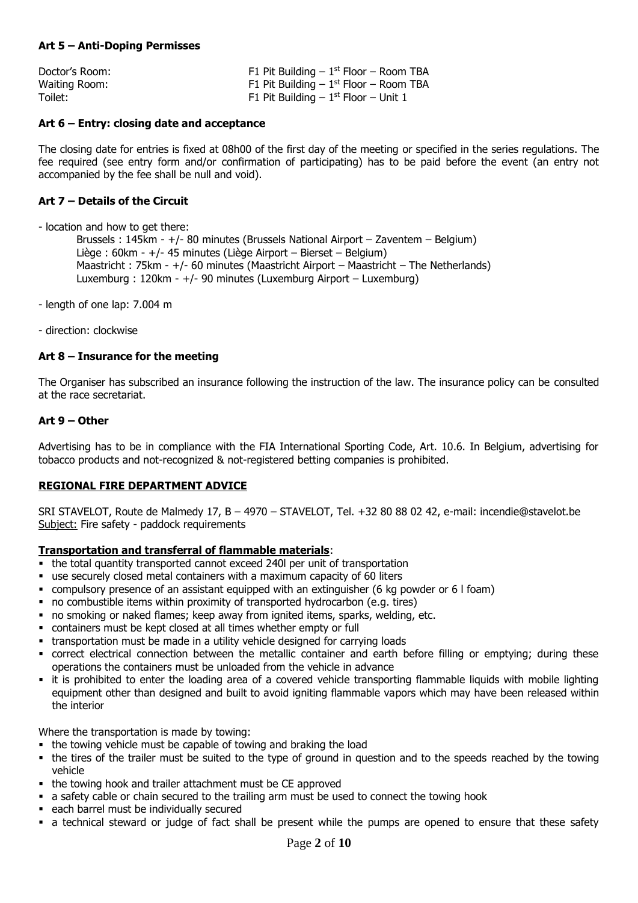### Art 5 – Anti-Doping Permisses

| | |
|---|---|
| Doctor's Room: | F1 Pit Building – 1st Floor – Room TBA |
| Waiting Room: | F1 Pit Building – 1st Floor – Room TBA |
| Toilet: | F1 Pit Building – 1st Floor – Unit 1 |

### Art 6 – Entry: closing date and acceptance

The closing date for entries is fixed at 08h00 of the first day of the meeting or specified in the series regulations. The fee required (see entry form and/or confirmation of participating) has to be paid before the event (an entry not accompanied by the fee shall be null and void).

### Art 7 – Details of the Circuit

- location and how to get there:
  - Brussels : 145km - +/- 80 minutes (Brussels National Airport – Zaventem – Belgium)
  - Liège : 60km - +/- 45 minutes (Liège Airport – Bierset – Belgium)
  - Maastricht : 75km - +/- 60 minutes (Maastricht Airport – Maastricht – The Netherlands)
  - Luxemburg : 120km - +/- 90 minutes (Luxemburg Airport – Luxemburg)
- length of one lap: 7.004 m
- direction: clockwise

### Art 8 – Insurance for the meeting

The Organiser has subscribed an insurance following the instruction of the law. The insurance policy can be consulted at the race secretariat.

### Art 9 – Other

Advertising has to be in compliance with the FIA International Sporting Code, Art. 10.6. In Belgium, advertising for tobacco products and not-recognized & not-registered betting companies is prohibited.

## REGIONAL FIRE DEPARTMENT ADVICE

SRI STAVELOT, Route de Malmedy 17, B – 4970 – STAVELOT, Tel. +32 80 88 02 42, e-mail: incendie@stavelot.be
Subject: Fire safety - paddock requirements

**Transportation and transferral of flammable materials**:

- the total quantity transported cannot exceed 240l per unit of transportation
- use securely closed metal containers with a maximum capacity of 60 liters
- compulsory presence of an assistant equipped with an extinguisher (6 kg powder or 6 l foam)
- no combustible items within proximity of transported hydrocarbon (e.g. tires)
- no smoking or naked flames; keep away from ignited items, sparks, welding, etc.
- containers must be kept closed at all times whether empty or full
- transportation must be made in a utility vehicle designed for carrying loads
- correct electrical connection between the metallic container and earth before filling or emptying; during these operations the containers must be unloaded from the vehicle in advance
- it is prohibited to enter the loading area of a covered vehicle transporting flammable liquids with mobile lighting equipment other than designed and built to avoid igniting flammable vapors which may have been released within the interior

Where the transportation is made by towing:

- the towing vehicle must be capable of towing and braking the load
- the tires of the trailer must be suited to the type of ground in question and to the speeds reached by the towing vehicle
- the towing hook and trailer attachment must be CE approved
- a safety cable or chain secured to the trailing arm must be used to connect the towing hook
- each barrel must be individually secured
- a technical steward or judge of fact shall be present while the pumps are opened to ensure that these safety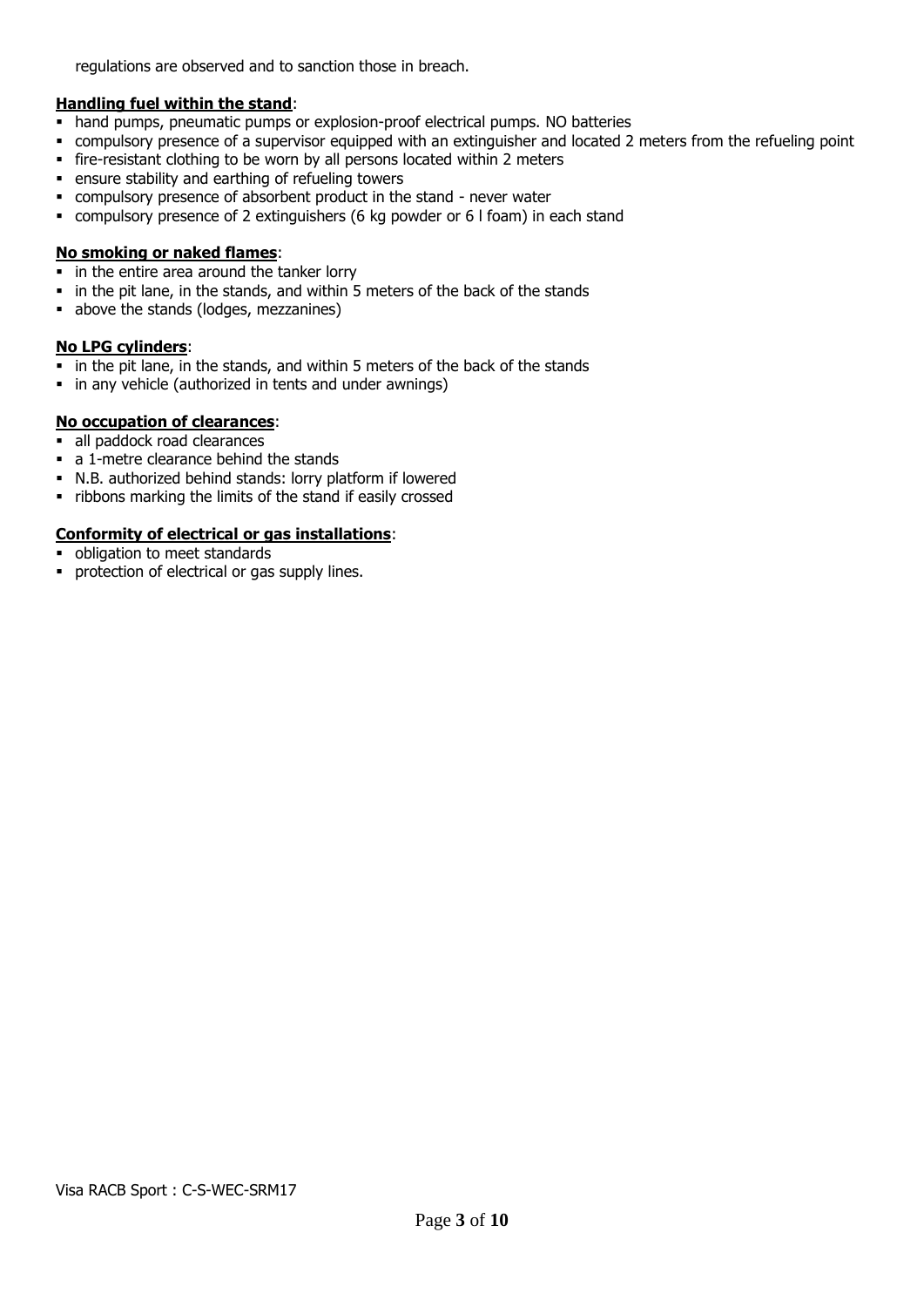regulations are observed and to sanction those in breach.

**Handling fuel within the stand**:

- hand pumps, pneumatic pumps or explosion-proof electrical pumps. NO batteries
- compulsory presence of a supervisor equipped with an extinguisher and located 2 meters from the refueling point
- fire-resistant clothing to be worn by all persons located within 2 meters
- ensure stability and earthing of refueling towers
- compulsory presence of absorbent product in the stand - never water
- compulsory presence of 2 extinguishers (6 kg powder or 6 l foam) in each stand

**No smoking or naked flames**:

- in the entire area around the tanker lorry
- in the pit lane, in the stands, and within 5 meters of the back of the stands
- above the stands (lodges, mezzanines)

**No LPG cylinders**:

- in the pit lane, in the stands, and within 5 meters of the back of the stands
- in any vehicle (authorized in tents and under awnings)

**No occupation of clearances**:

- all paddock road clearances
- a 1-metre clearance behind the stands
- N.B. authorized behind stands: lorry platform if lowered
- ribbons marking the limits of the stand if easily crossed

**Conformity of electrical or gas installations**:

- obligation to meet standards
- protection of electrical or gas supply lines.

Visa RACB Sport : C-S-WEC-SRM17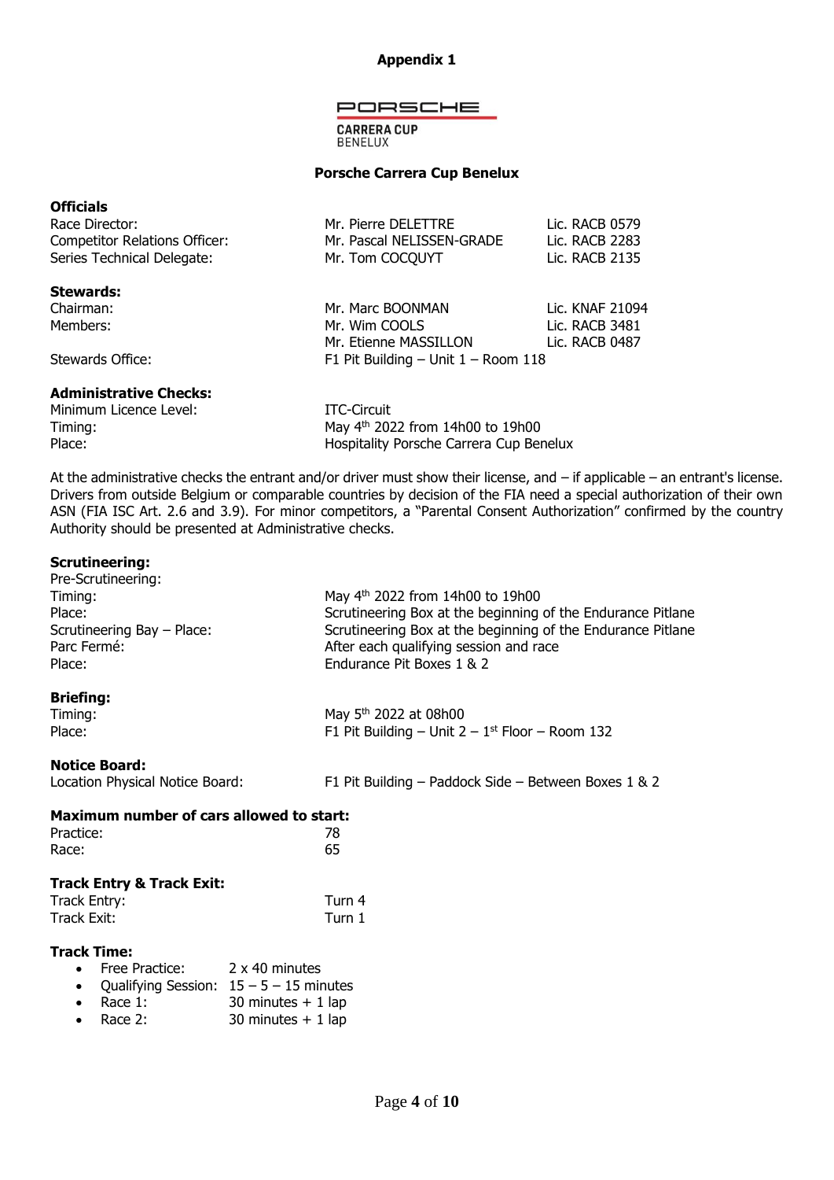**Appendix 1**

PORSCHE

CARRERA CUP
BENELUX

**Porsche Carrera Cup Benelux**

**Officials**

| | | |
|---|---|---|
| Race Director: | Mr. Pierre DELETTRE | Lic. RACB 0579 |
| Competitor Relations Officer: | Mr. Pascal NELISSEN-GRADE | Lic. RACB 2283 |
| Series Technical Delegate: | Mr. Tom COCQUYT | Lic. RACB 2135 |

**Stewards:**

| | | |
|---|---|---|
| Chairman: | Mr. Marc BOONMAN | Lic. KNAF 21094 |
| Members: | Mr. Wim COOLS | Lic. RACB 3481 |
| | Mr. Etienne MASSILLON | Lic. RACB 0487 |
| Stewards Office: | F1 Pit Building – Unit 1 – Room 118 | |

**Administrative Checks:**

| | |
|---|---|
| Minimum Licence Level: | ITC-Circuit |
| Timing: | May 4th 2022 from 14h00 to 19h00 |
| Place: | Hospitality Porsche Carrera Cup Benelux |

At the administrative checks the entrant and/or driver must show their license, and – if applicable – an entrant's license. Drivers from outside Belgium or comparable countries by decision of the FIA need a special authorization of their own ASN (FIA ISC Art. 2.6 and 3.9). For minor competitors, a "Parental Consent Authorization" confirmed by the country Authority should be presented at Administrative checks.

**Scrutineering:**

| | |
|---|---|
| Pre-Scrutineering: | |
| Timing: | May 4th 2022 from 14h00 to 19h00 |
| Place: | Scrutineering Box at the beginning of the Endurance Pitlane |
| Scrutineering Bay – Place: | Scrutineering Box at the beginning of the Endurance Pitlane |
| Parc Fermé: | After each qualifying session and race |
| Place: | Endurance Pit Boxes 1 & 2 |

**Briefing:**

| | |
|---|---|
| Timing: | May 5th 2022 at 08h00 |
| Place: | F1 Pit Building – Unit 2 – 1st Floor – Room 132 |

**Notice Board:**

| | |
|---|---|
| Location Physical Notice Board: | F1 Pit Building – Paddock Side – Between Boxes 1 & 2 |

**Maximum number of cars allowed to start:**

| | |
|---|---|
| Practice: | 78 |
| Race: | 65 |

**Track Entry & Track Exit:**

| | |
|---|---|
| Track Entry: | Turn 4 |
| Track Exit: | Turn 1 |

**Track Time:**

- Free Practice: 2 x 40 minutes
- Qualifying Session: 15 – 5 – 15 minutes
- Race 1: 30 minutes + 1 lap
- Race 2: 30 minutes + 1 lap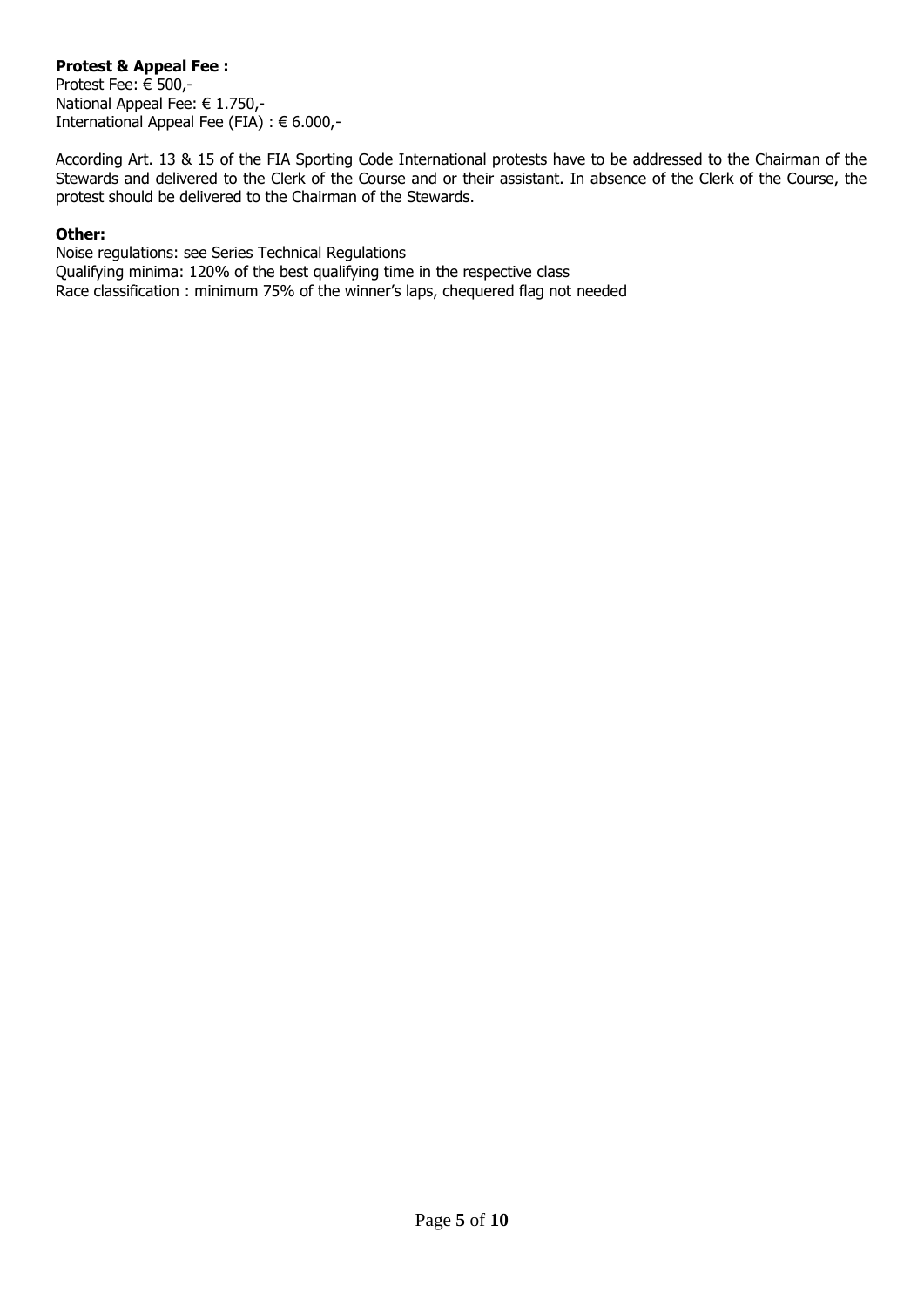**Protest & Appeal Fee :**

Protest Fee: € 500,-
National Appeal Fee: € 1.750,-
International Appeal Fee (FIA) : € 6.000,-

According Art. 13 & 15 of the FIA Sporting Code International protests have to be addressed to the Chairman of the Stewards and delivered to the Clerk of the Course and or their assistant. In absence of the Clerk of the Course, the protest should be delivered to the Chairman of the Stewards.

**Other:**

Noise regulations: see Series Technical Regulations
Qualifying minima: 120% of the best qualifying time in the respective class
Race classification : minimum 75% of the winner's laps, chequered flag not needed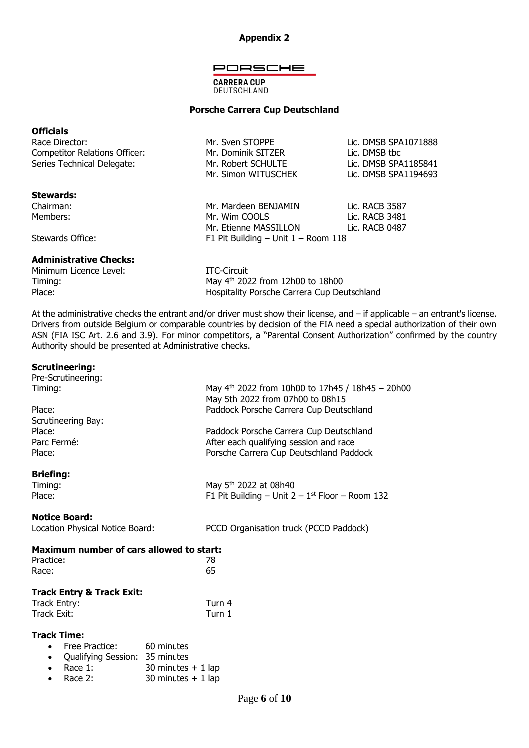**Appendix 2**

PORSCHE

CARRERA CUP
DEUTSCHLAND

## Porsche Carrera Cup Deutschland

### Officials

| | | |
|---|---|---|
| Race Director: | Mr. Sven STOPPE | Lic. DMSB SPA1071888 |
| Competitor Relations Officer: | Mr. Dominik SITZER | Lic. DMSB tbc |
| Series Technical Delegate: | Mr. Robert SCHULTE | Lic. DMSB SPA1185841 |
| | Mr. Simon WITUSCHEK | Lic. DMSB SPA1194693 |

### Stewards:

| | | |
|---|---|---|
| Chairman: | Mr. Mardeen BENJAMIN | Lic. RACB 3587 |
| Members: | Mr. Wim COOLS | Lic. RACB 3481 |
| | Mr. Etienne MASSILLON | Lic. RACB 0487 |
| Stewards Office: | F1 Pit Building – Unit 1 – Room 118 | |

### Administrative Checks:

| | |
|---|---|
| Minimum Licence Level: | ITC-Circuit |
| Timing: | May 4th 2022 from 12h00 to 18h00 |
| Place: | Hospitality Porsche Carrera Cup Deutschland |

At the administrative checks the entrant and/or driver must show their license, and – if applicable – an entrant's license. Drivers from outside Belgium or comparable countries by decision of the FIA need a special authorization of their own ASN (FIA ISC Art. 2.6 and 3.9). For minor competitors, a "Parental Consent Authorization" confirmed by the country Authority should be presented at Administrative checks.

### Scrutineering:

| | |
|---|---|
| Pre-Scrutineering: | |
| Timing: | May 4th 2022 from 10h00 to 17h45 / 18h45 – 20h00 |
| | May 5th 2022 from 07h00 to 08h15 |
| Place: | Paddock Porsche Carrera Cup Deutschland |
| Scrutineering Bay: | |
| Place: | Paddock Porsche Carrera Cup Deutschland |
| Parc Fermé: | After each qualifying session and race |
| Place: | Porsche Carrera Cup Deutschland Paddock |

### Briefing:

| | |
|---|---|
| Timing: | May 5th 2022 at 08h40 |
| Place: | F1 Pit Building – Unit 2 – 1st Floor – Room 132 |

### Notice Board:

| | |
|---|---|
| Location Physical Notice Board: | PCCD Organisation truck (PCCD Paddock) |

### Maximum number of cars allowed to start:

| | |
|---|---|
| Practice: | 78 |
| Race: | 65 |

### Track Entry & Track Exit:

| | |
|---|---|
| Track Entry: | Turn 4 |
| Track Exit: | Turn 1 |

### Track Time:

- Free Practice: 60 minutes
- Qualifying Session: 35 minutes
- Race 1: 30 minutes + 1 lap
- Race 2: 30 minutes + 1 lap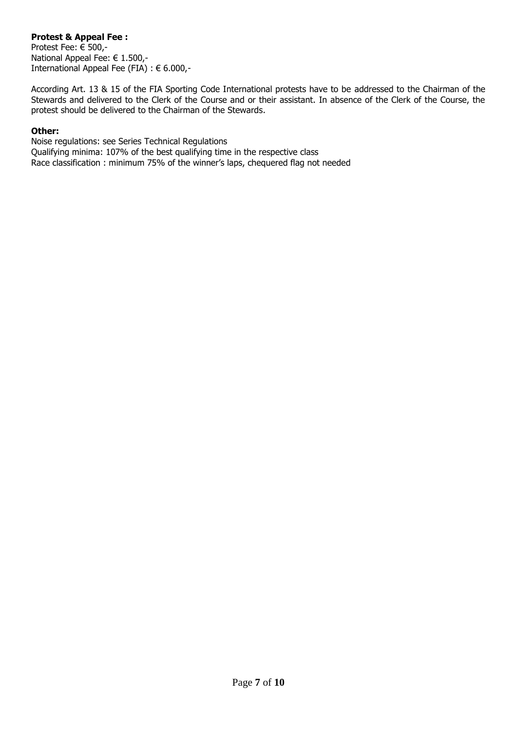**Protest & Appeal Fee :**
Protest Fee: € 500,-
National Appeal Fee: € 1.500,-
International Appeal Fee (FIA) : € 6.000,-

According Art. 13 & 15 of the FIA Sporting Code International protests have to be addressed to the Chairman of the Stewards and delivered to the Clerk of the Course and or their assistant. In absence of the Clerk of the Course, the protest should be delivered to the Chairman of the Stewards.

**Other:**
Noise regulations: see Series Technical Regulations
Qualifying minima: 107% of the best qualifying time in the respective class
Race classification : minimum 75% of the winner's laps, chequered flag not needed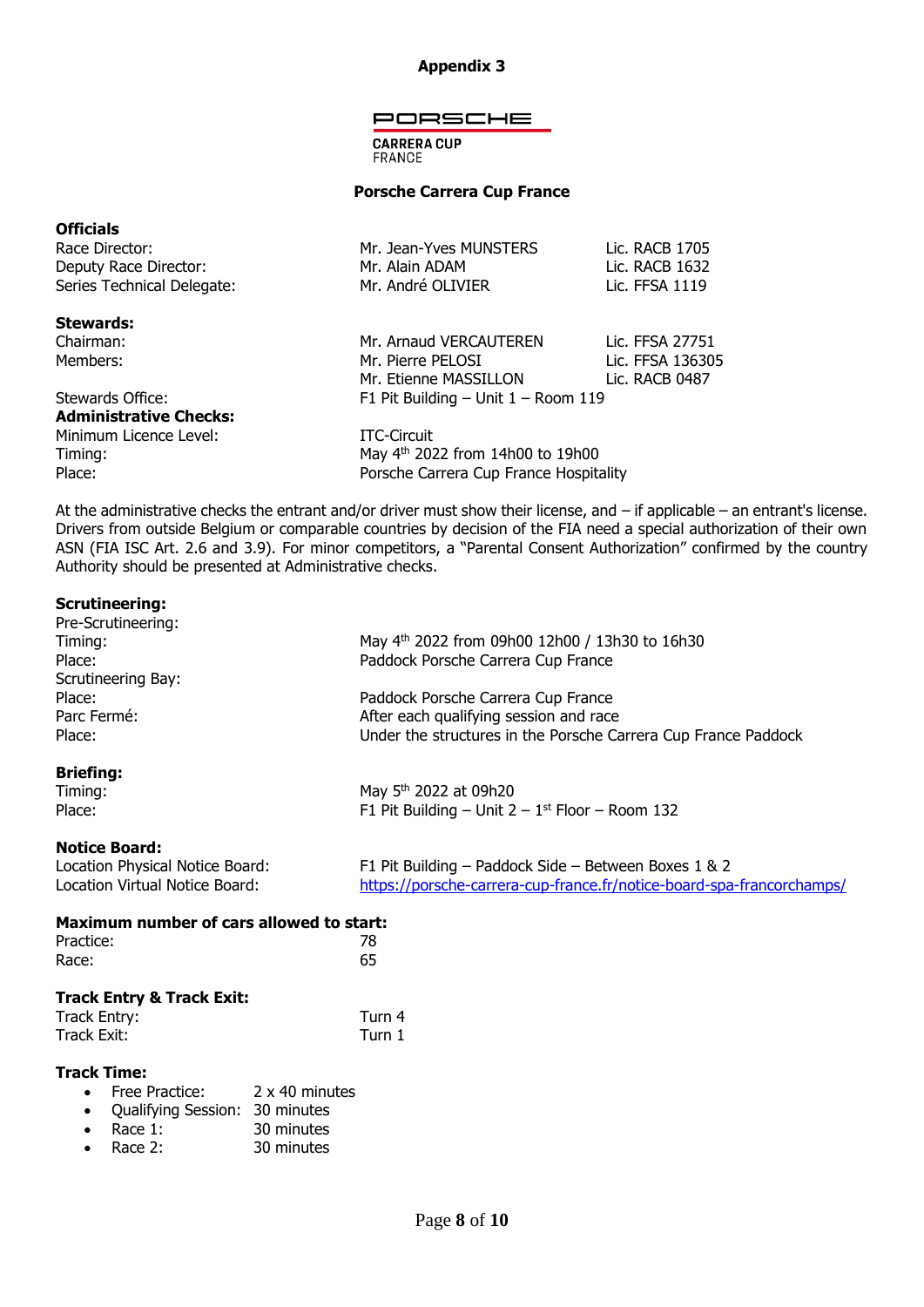**Appendix 3**

PORSCHE
CARRERA CUP
FRANCE

**Porsche Carrera Cup France**

**Officials**

| | | |
|---|---|---|
| Race Director: | Mr. Jean-Yves MUNSTERS | Lic. RACB 1705 |
| Deputy Race Director: | Mr. Alain ADAM | Lic. RACB 1632 |
| Series Technical Delegate: | Mr. André OLIVIER | Lic. FFSA 1119 |

**Stewards:**

| | | |
|---|---|---|
| Chairman: | Mr. Arnaud VERCAUTEREN | Lic. FFSA 27751 |
| Members: | Mr. Pierre PELOSI | Lic. FFSA 136305 |
| | Mr. Etienne MASSILLON | Lic. RACB 0487 |
| Stewards Office: | F1 Pit Building – Unit 1 – Room 119 | |

**Administrative Checks:**

| | |
|---|---|
| Minimum Licence Level: | ITC-Circuit |
| Timing: | May 4th 2022 from 14h00 to 19h00 |
| Place: | Porsche Carrera Cup France Hospitality |

At the administrative checks the entrant and/or driver must show their license, and – if applicable – an entrant's license. Drivers from outside Belgium or comparable countries by decision of the FIA need a special authorization of their own ASN (FIA ISC Art. 2.6 and 3.9). For minor competitors, a "Parental Consent Authorization" confirmed by the country Authority should be presented at Administrative checks.

**Scrutineering:**

| | |
|---|---|
| Pre-Scrutineering: | |
| Timing: | May 4th 2022 from 09h00 12h00 / 13h30 to 16h30 |
| Place: | Paddock Porsche Carrera Cup France |
| Scrutineering Bay: | |
| Place: | Paddock Porsche Carrera Cup France |
| Parc Fermé: | After each qualifying session and race |
| Place: | Under the structures in the Porsche Carrera Cup France Paddock |

**Briefing:**

| | |
|---|---|
| Timing: | May 5th 2022 at 09h20 |
| Place: | F1 Pit Building – Unit 2 – 1st Floor – Room 132 |

**Notice Board:**

| | |
|---|---|
| Location Physical Notice Board: | F1 Pit Building – Paddock Side – Between Boxes 1 & 2 |
| Location Virtual Notice Board: | https://porsche-carrera-cup-france.fr/notice-board-spa-francorchamps/ |

**Maximum number of cars allowed to start:**

| | |
|---|---|
| Practice: | 78 |
| Race: | 65 |

**Track Entry & Track Exit:**

| | |
|---|---|
| Track Entry: | Turn 4 |
| Track Exit: | Turn 1 |

**Track Time:**

- Free Practice: 2 x 40 minutes
- Qualifying Session: 30 minutes
- Race 1: 30 minutes
- Race 2: 30 minutes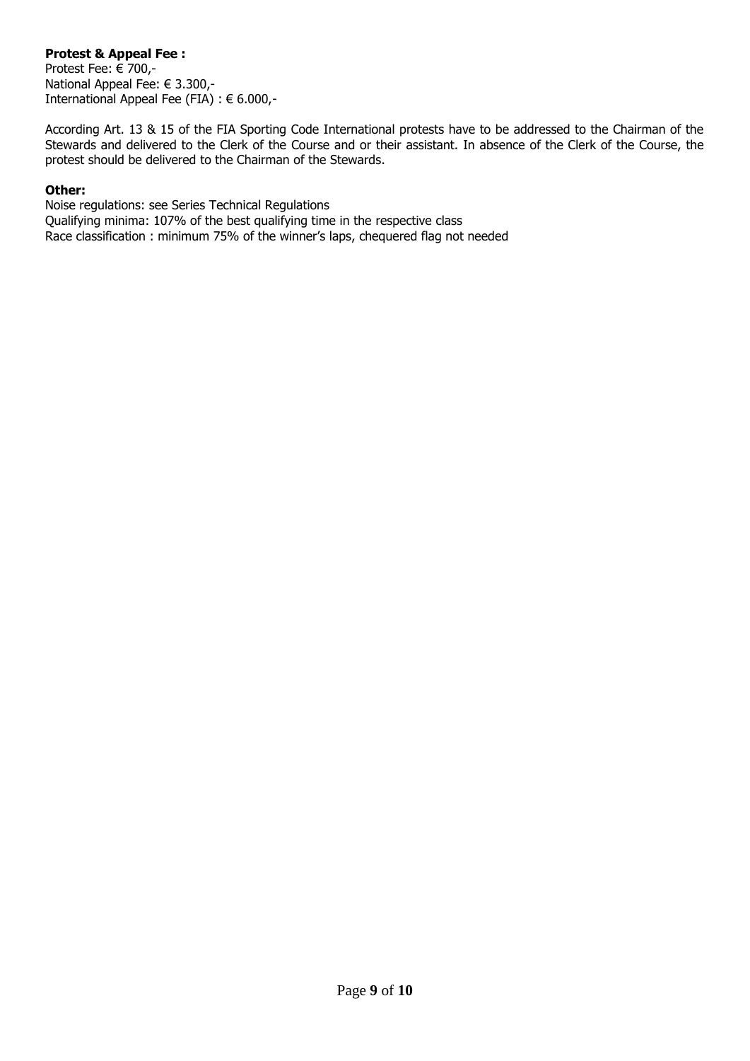**Protest & Appeal Fee :**
Protest Fee: € 700,-
National Appeal Fee: € 3.300,-
International Appeal Fee (FIA) : € 6.000,-

According Art. 13 & 15 of the FIA Sporting Code International protests have to be addressed to the Chairman of the Stewards and delivered to the Clerk of the Course and or their assistant. In absence of the Clerk of the Course, the protest should be delivered to the Chairman of the Stewards.

**Other:**
Noise regulations: see Series Technical Regulations
Qualifying minima: 107% of the best qualifying time in the respective class
Race classification : minimum 75% of the winner's laps, chequered flag not needed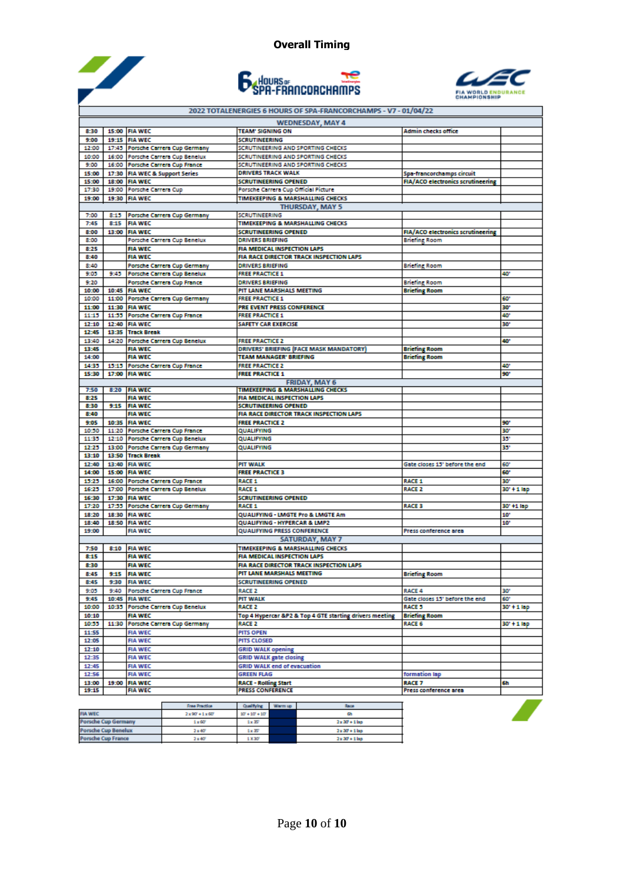# Overall Timing

| | | | | | |
|---|---|---|---|---|---|
| **2022 TOTALENERGIES 6 HOURS OF SPA-FRANCORCHAMPS - V7 - 01/04/22** | | | | | |
| **WEDNESDAY, MAY 4** | | | | | |
| 8:30 | 15:00 | FIA WEC | TEAM' SIGNING ON | Admin checks office | |
| 9:00 | 19:15 | FIA WEC | SCRUTINEERING | | |
| 12:00 | 17:45 | Porsche Carrera Cup Germany | SCRUTINEERING AND SPORTING CHECKS | | |
| 10:00 | 16:00 | Porsche Carrera Cup Benelux | SCRUTINEERING AND SPORTING CHECKS | | |
| 9:00 | 16:00 | Porsche Carrera Cup France | SCRUTINEERING AND SPORTING CHECKS | | |
| 15:00 | 17:30 | FIA WEC & Support Series | DRIVERS TRACK WALK | Spa-francorchamps circuit | |
| 15:00 | 18:00 | FIA WEC | SCRUTINEERING OPENED | FIA/ACO electronics scrutineering | |
| 17:30 | 19:00 | Porsche Carrera Cup | Porsche Carrera Cup Official Picture | | |
| 19:00 | 19:30 | FIA WEC | TIMEKEEPING & MARSHALLING CHECKS | | |
| **THURSDAY, MAY 5** | | | | | |
| 7:00 | 8:15 | Porsche Carrera Cup Germany | SCRUTINEERING | | |
| 7:45 | 8:15 | FIA WEC | TIMEKEEPING & MARSHALLING CHECKS | | |
| 8:00 | 13:00 | FIA WEC | SCRUTINEERING OPENED | FIA/ACO electronics scrutineering | |
| 8:00 | | Porsche Carrera Cup Benelux | DRIVERS BRIEFING | Briefing Room | |
| 8:25 | | FIA WEC | FIA MEDICAL INSPECTION LAPS | | |
| 8:40 | | FIA WEC | FIA RACE DIRECTOR TRACK INSPECTION LAPS | | |
| 8:40 | | Porsche Carrera Cup Germany | DRIVERS BRIEFING | Briefing Room | |
| 9:05 | 9:45 | Porsche Carrera Cup Benelux | FREE PRACTICE 1 | | 40' |
| 9:20 | | Porsche Carrera Cup France | DRIVERS BRIEFING | Briefing Room | |
| 10:00 | 10:45 | FIA WEC | PIT LANE MARSHALS MEETING | Briefing Room | |
| 10:00 | 11:00 | Porsche Carrera Cup Germany | FREE PRACTICE 1 | | 60' |
| 11:00 | 11:30 | FIA WEC | PRE EVENT PRESS CONFERENCE | | 30' |
| 11:15 | 11:55 | Porsche Carrera Cup France | FREE PRACTICE 1 | | 40' |
| 12:10 | 12:40 | FIA WEC | SAFETY CAR EXERCISE | | 30' |
| 12:45 | 13:35 | Track Break | | | |
| 13:40 | 14:20 | Porsche Carrera Cup Benelux | FREE PRACTICE 2 | | 40' |
| 13:45 | | FIA WEC | DRIVERS' BRIEFING (FACE MASK MANDATORY) | Briefing Room | |
| 14:00 | | FIA WEC | TEAM MANAGER' BRIEFING | Briefing Room | |
| 14:35 | 15:15 | Porsche Carrera Cup France | FREE PRACTICE 2 | | 40' |
| 15:30 | 17:00 | FIA WEC | FREE PRACTICE 1 | | 90' |
| **FRIDAY, MAY 6** | | | | | |
| 7:50 | 8:20 | FIA WEC | TIMEKEEPING & MARSHALLING CHECKS | | |
| 8:25 | | FIA WEC | FIA MEDICAL INSPECTION LAPS | | |
| 8:30 | 9:15 | FIA WEC | SCRUTINEERING OPENED | | |
| 8:40 | | FIA WEC | FIA RACE DIRECTOR TRACK INSPECTION LAPS | | |
| 9:05 | 10:35 | FIA WEC | FREE PRACTICE 2 | | 90' |
| 10:50 | 11:20 | Porsche Carrera Cup France | QUALIFYING | | 30' |
| 11:35 | 12:10 | Porsche Carrera Cup Benelux | QUALIFYING | | 35' |
| 12:25 | 13:00 | Porsche Carrera Cup Germany | QUALIFYING | | 35' |
| 13:10 | 13:50 | Track Break | | | |
| 12:40 | 13:40 | FIA WEC | PIT WALK | Gate closes 15' before the end | 60' |
| 14:00 | 15:00 | FIA WEC | FREE PRACTICE 3 | | 60' |
| 15:25 | 16:00 | Porsche Carrera Cup France | RACE 1 | RACE 1 | 30' |
| 16:25 | 17:00 | Porsche Carrera Cup Benelux | RACE 1 | RACE 2 | 30' + 1 lap |
| 16:30 | 17:30 | FIA WEC | SCRUTINEERING OPENED | | |
| 17:20 | 17:55 | Porsche Carrera Cup Germany | RACE 1 | RACE 3 | 30' +1 lap |
| 18:20 | 18:30 | FIA WEC | QUALIFYING - LMGTE Pro & LMGTE Am | | 10' |
| 18:40 | 18:50 | FIA WEC | QUALIFYING - HYPERCAR & LMP2 | | 10' |
| 19:00 | | FIA WEC | QUALIFYING PRESS CONFERENCE | Press conference area | |
| **SATURDAY, MAY 7** | | | | | |
| 7:50 | 8:10 | FIA WEC | TIMEKEEPING & MARSHALLING CHECKS | | |
| 8:15 | | FIA WEC | FIA MEDICAL INSPECTION LAPS | | |
| 8:30 | | FIA WEC | FIA RACE DIRECTOR TRACK INSPECTION LAPS | | |
| 8:45 | 9:15 | FIA WEC | PIT LANE MARSHALS MEETING | Briefing Room | |
| 8:45 | 9:30 | FIA WEC | SCRUTINEERING OPENED | | |
| 9:05 | 9:40 | Porsche Carrera Cup France | RACE 2 | RACE 4 | 30' |
| 9:45 | 10:45 | FIA WEC | PIT WALK | Gate closes 15' before the end | 60' |
| 10:00 | 10:35 | Porsche Carrera Cup Benelux | RACE 2 | RACE 5 | 30' + 1 lap |
| 10:10 | | FIA WEC | Top 4 Hypercar &P2 & Top 4 GTE starting drivers meeting | Briefing Room | |
| 10:55 | 11:30 | Porsche Carrera Cup Germany | RACE 2 | RACE 6 | 30' + 1 lap |
| 11:55 | | FIA WEC | PITS OPEN | | |
| 12:05 | | FIA WEC | PITS CLOSED | | |
| 12:10 | | FIA WEC | GRID WALK opening | | |
| 12:35 | | FIA WEC | GRID WALK gate closing | | |
| 12:45 | | FIA WEC | GRID WALK end of evacuation | | |
| 12:56 | | FIA WEC | GREEN FLAG | formation lap | |
| 13:00 | 19:00 | FIA WEC | RACE - Rolling Start | RACE 7 | 6h |
| 19:15 | | FIA WEC | PRESS CONFERENCE | Press conference area | |

| | Free Practice | Qualifying | Warm up | Race |
|---|---|---|---|---|
| FIA WEC | 2 x 90' + 1 x 60' | 10' + 10' + 10' | | 6h |
| Porsche Cup Germany | 1 x 60' | 1 x 35' | | 2 x 30' + 1 lap |
| Porsche Cup Benelux | 2 x 40' | 1 x 35' | | 2 x 30' + 1 lap |
| Porsche Cup France | 2 x 40' | 1 X 30' | | 2 x 30' + 1 lap |